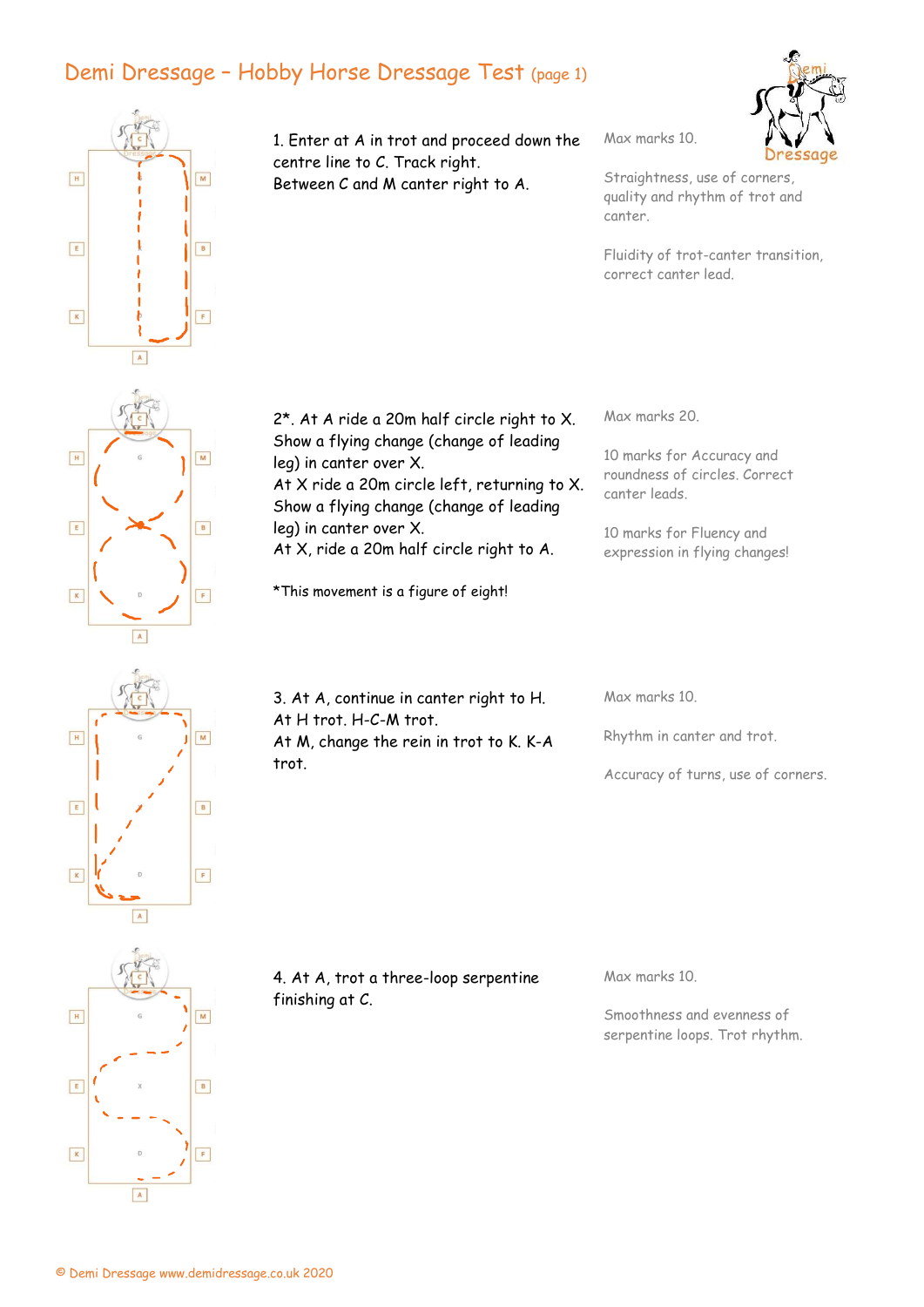# Demi Dressage – Hobby Horse Dressage Test (page 1)

1. Enter at A in trot and proceed down the centre line to C. Track right.
Between C and M canter right to A.

Max marks 10.

Straightness, use of corners, quality and rhythm of trot and canter.

Fluidity of trot-canter transition, correct canter lead.

2*. At A ride a 20m half circle right to X.
Show a flying change (change of leading leg) in canter over X.
At X ride a 20m circle left, returning to X.
Show a flying change (change of leading leg) in canter over X.
At X, ride a 20m half circle right to A.

*This movement is a figure of eight!

Max marks 20.

10 marks for Accuracy and roundness of circles. Correct canter leads.

10 marks for Fluency and expression in flying changes!

3. At A, continue in canter right to H.
At H trot. H-C-M trot.
At M, change the rein in trot to K. K-A trot.

Max marks 10.

Rhythm in canter and trot.

Accuracy of turns, use of corners.

4. At A, trot a three-loop serpentine finishing at C.

Max marks 10.

Smoothness and evenness of serpentine loops. Trot rhythm.

© Demi Dressage www.demidressage.co.uk 2020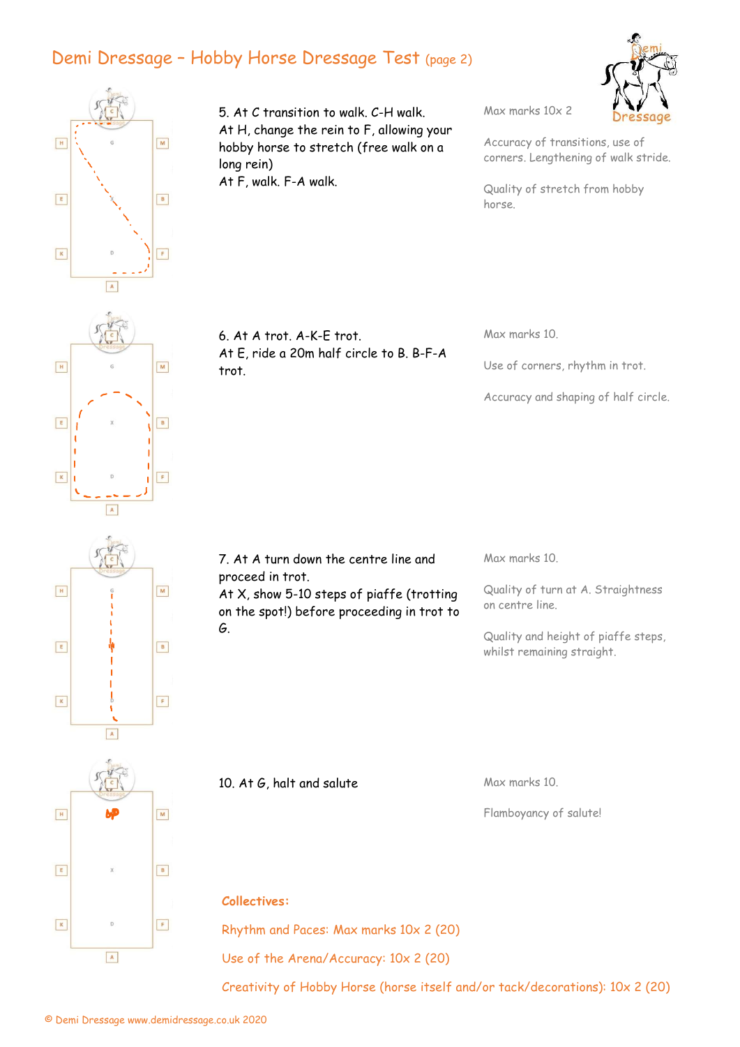# Demi Dressage – Hobby Horse Dressage Test (page 2)

5. At C transition to walk. C-H walk.
At H, change the rein to F, allowing your hobby horse to stretch (free walk on a long rein)
At F, walk. F-A walk.

Max marks 10x 2

Accuracy of transitions, use of corners. Lengthening of walk stride.

Quality of stretch from hobby horse.

6. At A trot. A-K-E trot.
At E, ride a 20m half circle to B. B-F-A trot.

Max marks 10.

Use of corners, rhythm in trot.

Accuracy and shaping of half circle.

7. At A turn down the centre line and proceed in trot.
At X, show 5-10 steps of piaffe (trotting on the spot!) before proceeding in trot to G.

Max marks 10.

Quality of turn at A. Straightness on centre line.

Quality and height of piaffe steps, whilst remaining straight.

10. At G, halt and salute

Max marks 10.

Flamboyancy of salute!

**Collectives:**

Rhythm and Paces: Max marks 10x 2 (20)

Use of the Arena/Accuracy: 10x 2 (20)

Creativity of Hobby Horse (horse itself and/or tack/decorations): 10x 2 (20)

© Demi Dressage www.demidressage.co.uk 2020